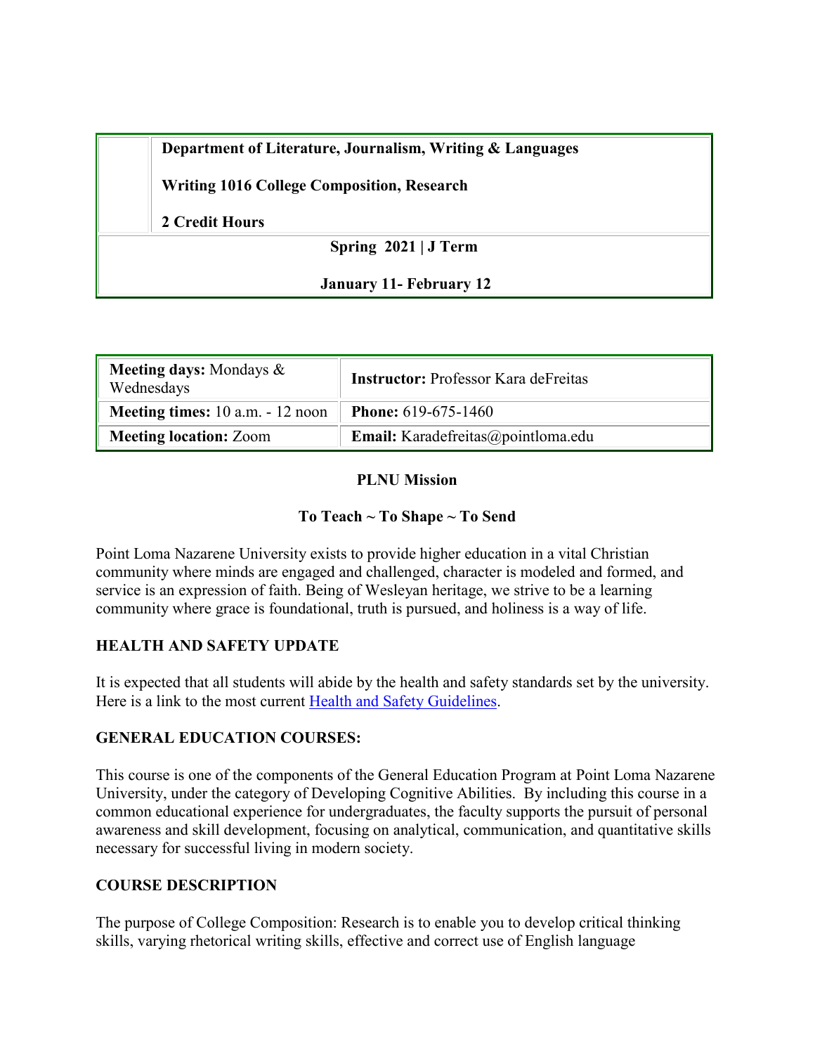| | **Department of Literature, Journalism, Writing & Languages**<br><br>**Writing 1016 College Composition, Research**<br><br>**2 Credit Hours** |
|---|---|
| **Spring 2021 \| J Term**<br><br>**January 11- February 12** | |

| **Meeting days:** Mondays & Wednesdays | **Instructor:** Professor Kara deFreitas |
|---|---|
| **Meeting times:** 10 a.m. - 12 noon | **Phone:** 619-675-1460 |
| **Meeting location:** Zoom | **Email:** Karadefreitas@pointloma.edu |

**PLNU Mission**

**To Teach ~ To Shape ~ To Send**

Point Loma Nazarene University exists to provide higher education in a vital Christian community where minds are engaged and challenged, character is modeled and formed, and service is an expression of faith. Being of Wesleyan heritage, we strive to be a learning community where grace is foundational, truth is pursued, and holiness is a way of life.

## HEALTH AND SAFETY UPDATE

It is expected that all students will abide by the health and safety standards set by the university. Here is a link to the most current Health and Safety Guidelines.

## GENERAL EDUCATION COURSES:

This course is one of the components of the General Education Program at Point Loma Nazarene University, under the category of Developing Cognitive Abilities. By including this course in a common educational experience for undergraduates, the faculty supports the pursuit of personal awareness and skill development, focusing on analytical, communication, and quantitative skills necessary for successful living in modern society.

## COURSE DESCRIPTION

The purpose of College Composition: Research is to enable you to develop critical thinking skills, varying rhetorical writing skills, effective and correct use of English language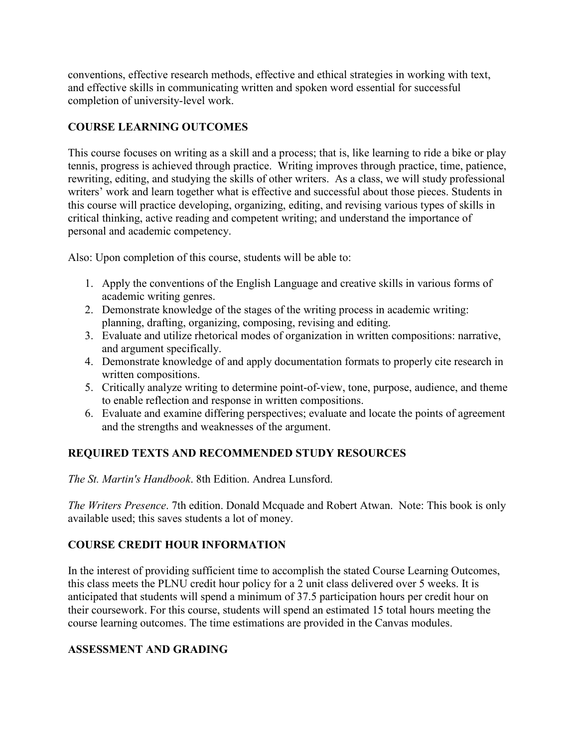conventions, effective research methods, effective and ethical strategies in working with text, and effective skills in communicating written and spoken word essential for successful completion of university-level work.

## COURSE LEARNING OUTCOMES

This course focuses on writing as a skill and a process; that is, like learning to ride a bike or play tennis, progress is achieved through practice. Writing improves through practice, time, patience, rewriting, editing, and studying the skills of other writers. As a class, we will study professional writers' work and learn together what is effective and successful about those pieces. Students in this course will practice developing, organizing, editing, and revising various types of skills in critical thinking, active reading and competent writing; and understand the importance of personal and academic competency.

Also: Upon completion of this course, students will be able to:

1. Apply the conventions of the English Language and creative skills in various forms of academic writing genres.
2. Demonstrate knowledge of the stages of the writing process in academic writing: planning, drafting, organizing, composing, revising and editing.
3. Evaluate and utilize rhetorical modes of organization in written compositions: narrative, and argument specifically.
4. Demonstrate knowledge of and apply documentation formats to properly cite research in written compositions.
5. Critically analyze writing to determine point-of-view, tone, purpose, audience, and theme to enable reflection and response in written compositions.
6. Evaluate and examine differing perspectives; evaluate and locate the points of agreement and the strengths and weaknesses of the argument.

## REQUIRED TEXTS AND RECOMMENDED STUDY RESOURCES

*The St. Martin's Handbook*. 8th Edition. Andrea Lunsford.

*The Writers Presence*. 7th edition. Donald Mcquade and Robert Atwan. Note: This book is only available used; this saves students a lot of money.

## COURSE CREDIT HOUR INFORMATION

In the interest of providing sufficient time to accomplish the stated Course Learning Outcomes, this class meets the PLNU credit hour policy for a 2 unit class delivered over 5 weeks. It is anticipated that students will spend a minimum of 37.5 participation hours per credit hour on their coursework. For this course, students will spend an estimated 15 total hours meeting the course learning outcomes. The time estimations are provided in the Canvas modules.

## ASSESSMENT AND GRADING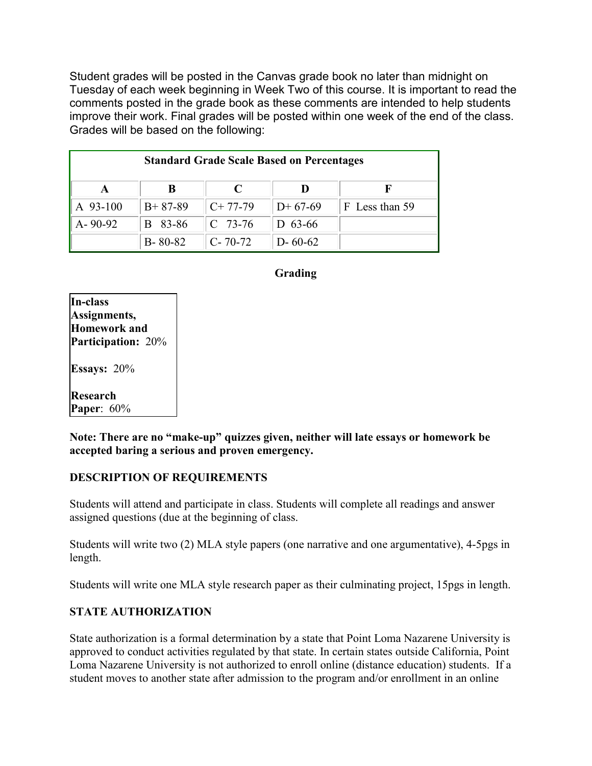Student grades will be posted in the Canvas grade book no later than midnight on Tuesday of each week beginning in Week Two of this course. It is important to read the comments posted in the grade book as these comments are intended to help students improve their work. Final grades will be posted within one week of the end of the class. Grades will be based on the following:

| **Standard Grade Scale Based on Percentages** | | | | |
|---|---|---|---|---|
| **A** | **B** | **C** | **D** | **F** |
| A 93-100 | B+ 87-89 | C+ 77-79 | D+ 67-69 | F Less than 59 |
| A- 90-92 | B 83-86 | C 73-76 | D 63-66 | |
| | B- 80-82 | C- 70-72 | D- 60-62 | |

**Grading**

**In-class Assignments, Homework and Participation:** 20%

**Essays:** 20%

**Research Paper**: 60%

**Note: There are no "make-up" quizzes given, neither will late essays or homework be accepted baring a serious and proven emergency.**

**DESCRIPTION OF REQUIREMENTS**

Students will attend and participate in class. Students will complete all readings and answer assigned questions (due at the beginning of class.

Students will write two (2) MLA style papers (one narrative and one argumentative), 4-5pgs in length.

Students will write one MLA style research paper as their culminating project, 15pgs in length.

**STATE AUTHORIZATION**

State authorization is a formal determination by a state that Point Loma Nazarene University is approved to conduct activities regulated by that state. In certain states outside California, Point Loma Nazarene University is not authorized to enroll online (distance education) students. If a student moves to another state after admission to the program and/or enrollment in an online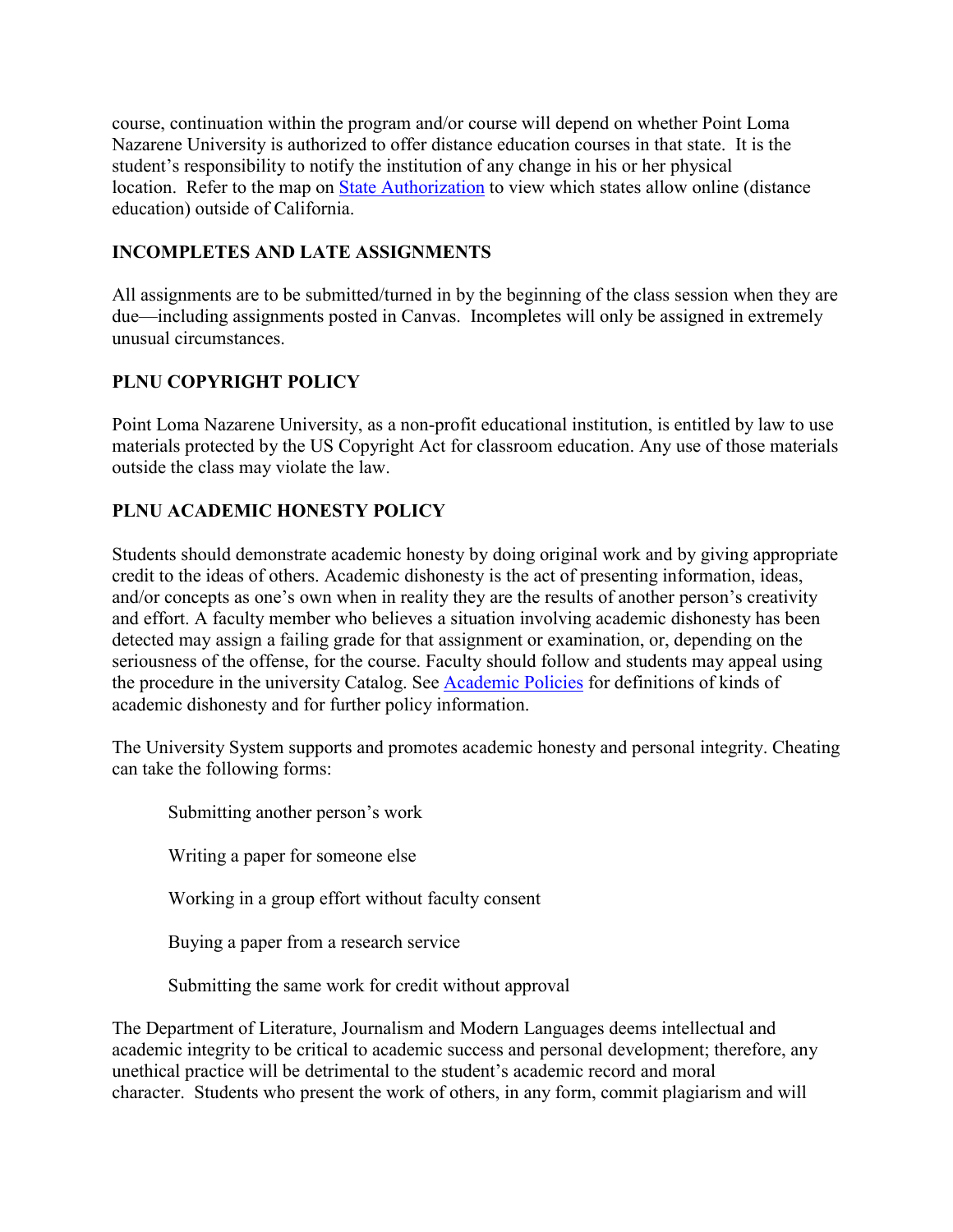course, continuation within the program and/or course will depend on whether Point Loma Nazarene University is authorized to offer distance education courses in that state. It is the student's responsibility to notify the institution of any change in his or her physical location. Refer to the map on State Authorization to view which states allow online (distance education) outside of California.

## INCOMPLETES AND LATE ASSIGNMENTS

All assignments are to be submitted/turned in by the beginning of the class session when they are due—including assignments posted in Canvas. Incompletes will only be assigned in extremely unusual circumstances.

## PLNU COPYRIGHT POLICY

Point Loma Nazarene University, as a non-profit educational institution, is entitled by law to use materials protected by the US Copyright Act for classroom education. Any use of those materials outside the class may violate the law.

## PLNU ACADEMIC HONESTY POLICY

Students should demonstrate academic honesty by doing original work and by giving appropriate credit to the ideas of others. Academic dishonesty is the act of presenting information, ideas, and/or concepts as one's own when in reality they are the results of another person's creativity and effort. A faculty member who believes a situation involving academic dishonesty has been detected may assign a failing grade for that assignment or examination, or, depending on the seriousness of the offense, for the course. Faculty should follow and students may appeal using the procedure in the university Catalog. See Academic Policies for definitions of kinds of academic dishonesty and for further policy information.

The University System supports and promotes academic honesty and personal integrity. Cheating can take the following forms:

- Submitting another person's work
- Writing a paper for someone else
- Working in a group effort without faculty consent
- Buying a paper from a research service
- Submitting the same work for credit without approval

The Department of Literature, Journalism and Modern Languages deems intellectual and academic integrity to be critical to academic success and personal development; therefore, any unethical practice will be detrimental to the student's academic record and moral character. Students who present the work of others, in any form, commit plagiarism and will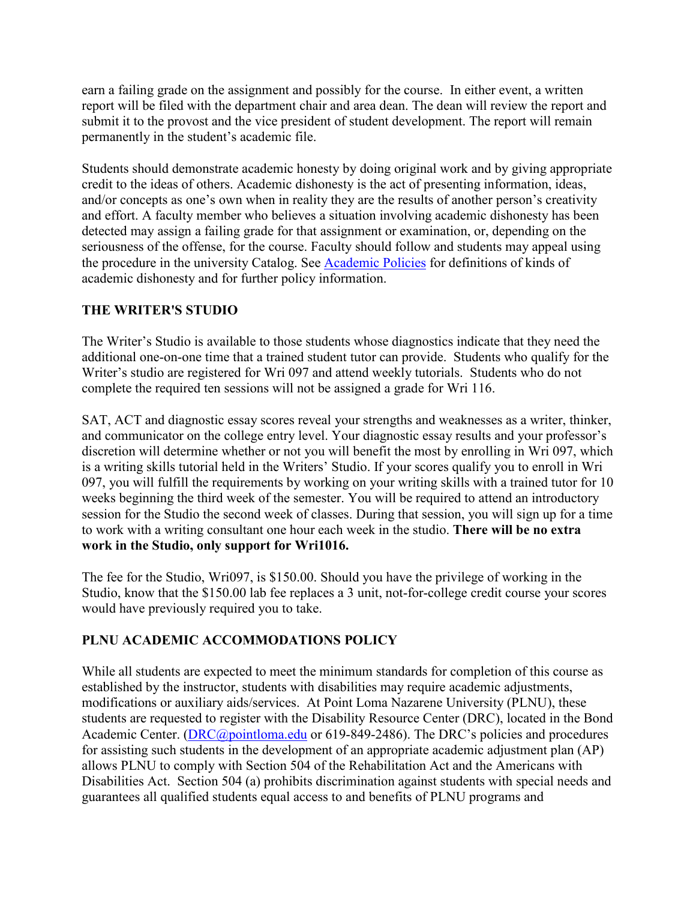earn a failing grade on the assignment and possibly for the course. In either event, a written report will be filed with the department chair and area dean. The dean will review the report and submit it to the provost and the vice president of student development. The report will remain permanently in the student's academic file.

Students should demonstrate academic honesty by doing original work and by giving appropriate credit to the ideas of others. Academic dishonesty is the act of presenting information, ideas, and/or concepts as one's own when in reality they are the results of another person's creativity and effort. A faculty member who believes a situation involving academic dishonesty has been detected may assign a failing grade for that assignment or examination, or, depending on the seriousness of the offense, for the course. Faculty should follow and students may appeal using the procedure in the university Catalog. See [Academic Policies](#) for definitions of kinds of academic dishonesty and for further policy information.

## THE WRITER'S STUDIO

The Writer's Studio is available to those students whose diagnostics indicate that they need the additional one-on-one time that a trained student tutor can provide. Students who qualify for the Writer's studio are registered for Wri 097 and attend weekly tutorials. Students who do not complete the required ten sessions will not be assigned a grade for Wri 116.

SAT, ACT and diagnostic essay scores reveal your strengths and weaknesses as a writer, thinker, and communicator on the college entry level. Your diagnostic essay results and your professor's discretion will determine whether or not you will benefit the most by enrolling in Wri 097, which is a writing skills tutorial held in the Writers' Studio. If your scores qualify you to enroll in Wri 097, you will fulfill the requirements by working on your writing skills with a trained tutor for 10 weeks beginning the third week of the semester. You will be required to attend an introductory session for the Studio the second week of classes. During that session, you will sign up for a time to work with a writing consultant one hour each week in the studio. **There will be no extra work in the Studio, only support for Wri1016.**

The fee for the Studio, Wri097, is $150.00. Should you have the privilege of working in the Studio, know that the $150.00 lab fee replaces a 3 unit, not-for-college credit course your scores would have previously required you to take.

## PLNU ACADEMIC ACCOMMODATIONS POLICY

While all students are expected to meet the minimum standards for completion of this course as established by the instructor, students with disabilities may require academic adjustments, modifications or auxiliary aids/services. At Point Loma Nazarene University (PLNU), these students are requested to register with the Disability Resource Center (DRC), located in the Bond Academic Center. ([DRC@pointloma.edu](mailto:DRC@pointloma.edu) or 619-849-2486). The DRC's policies and procedures for assisting such students in the development of an appropriate academic adjustment plan (AP) allows PLNU to comply with Section 504 of the Rehabilitation Act and the Americans with Disabilities Act. Section 504 (a) prohibits discrimination against students with special needs and guarantees all qualified students equal access to and benefits of PLNU programs and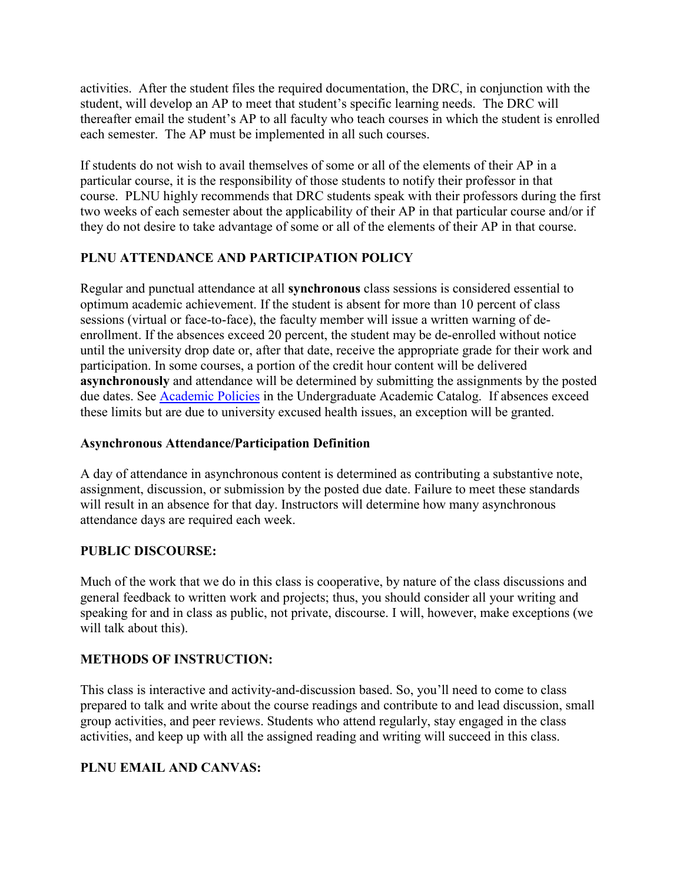activities. After the student files the required documentation, the DRC, in conjunction with the student, will develop an AP to meet that student's specific learning needs. The DRC will thereafter email the student's AP to all faculty who teach courses in which the student is enrolled each semester. The AP must be implemented in all such courses.

If students do not wish to avail themselves of some or all of the elements of their AP in a particular course, it is the responsibility of those students to notify their professor in that course. PLNU highly recommends that DRC students speak with their professors during the first two weeks of each semester about the applicability of their AP in that particular course and/or if they do not desire to take advantage of some or all of the elements of their AP in that course.

## PLNU ATTENDANCE AND PARTICIPATION POLICY

Regular and punctual attendance at all **synchronous** class sessions is considered essential to optimum academic achievement. If the student is absent for more than 10 percent of class sessions (virtual or face-to-face), the faculty member will issue a written warning of de-enrollment. If the absences exceed 20 percent, the student may be de-enrolled without notice until the university drop date or, after that date, receive the appropriate grade for their work and participation. In some courses, a portion of the credit hour content will be delivered **asynchronously** and attendance will be determined by submitting the assignments by the posted due dates. See [Academic Policies] in the Undergraduate Academic Catalog. If absences exceed these limits but are due to university excused health issues, an exception will be granted.

### Asynchronous Attendance/Participation Definition

A day of attendance in asynchronous content is determined as contributing a substantive note, assignment, discussion, or submission by the posted due date. Failure to meet these standards will result in an absence for that day. Instructors will determine how many asynchronous attendance days are required each week.

## PUBLIC DISCOURSE:

Much of the work that we do in this class is cooperative, by nature of the class discussions and general feedback to written work and projects; thus, you should consider all your writing and speaking for and in class as public, not private, discourse. I will, however, make exceptions (we will talk about this).

## METHODS OF INSTRUCTION:

This class is interactive and activity-and-discussion based. So, you'll need to come to class prepared to talk and write about the course readings and contribute to and lead discussion, small group activities, and peer reviews. Students who attend regularly, stay engaged in the class activities, and keep up with all the assigned reading and writing will succeed in this class.

## PLNU EMAIL AND CANVAS: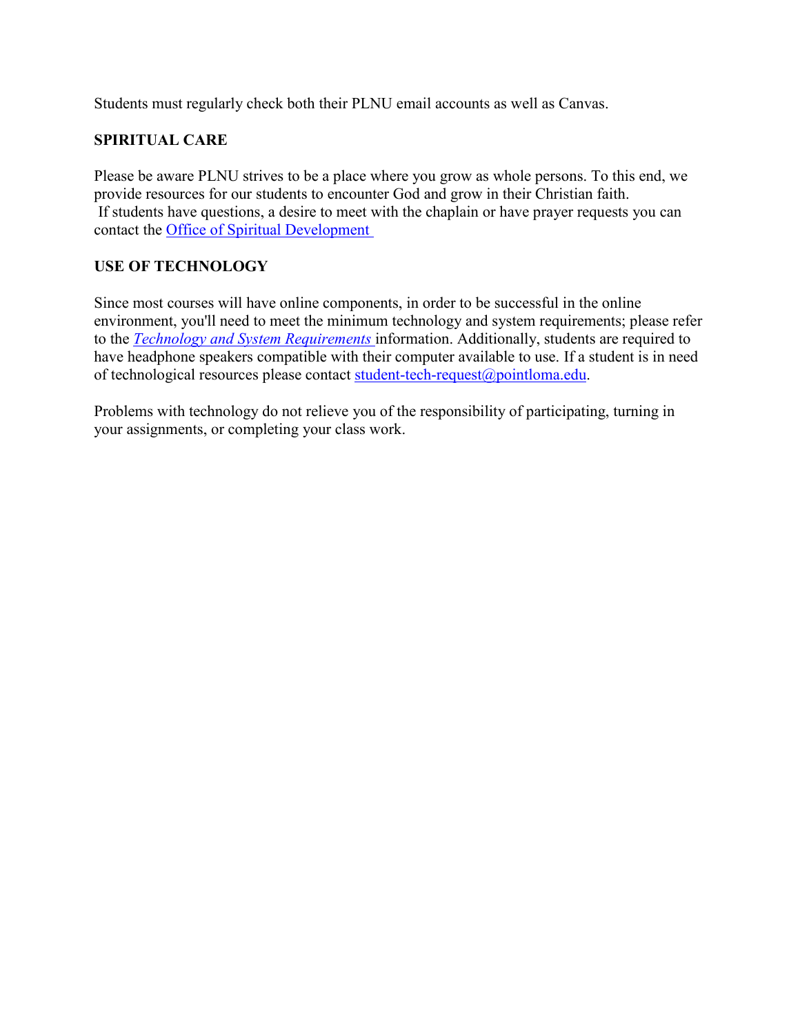Students must regularly check both their PLNU email accounts as well as Canvas.

**SPIRITUAL CARE**

Please be aware PLNU strives to be a place where you grow as whole persons. To this end, we provide resources for our students to encounter God and grow in their Christian faith.
If students have questions, a desire to meet with the chaplain or have prayer requests you can contact the Office of Spiritual Development

**USE OF TECHNOLOGY**

Since most courses will have online components, in order to be successful in the online environment, you'll need to meet the minimum technology and system requirements; please refer to the *Technology and System Requirements* information. Additionally, students are required to have headphone speakers compatible with their computer available to use. If a student is in need of technological resources please contact student-tech-request@pointloma.edu.

Problems with technology do not relieve you of the responsibility of participating, turning in your assignments, or completing your class work.